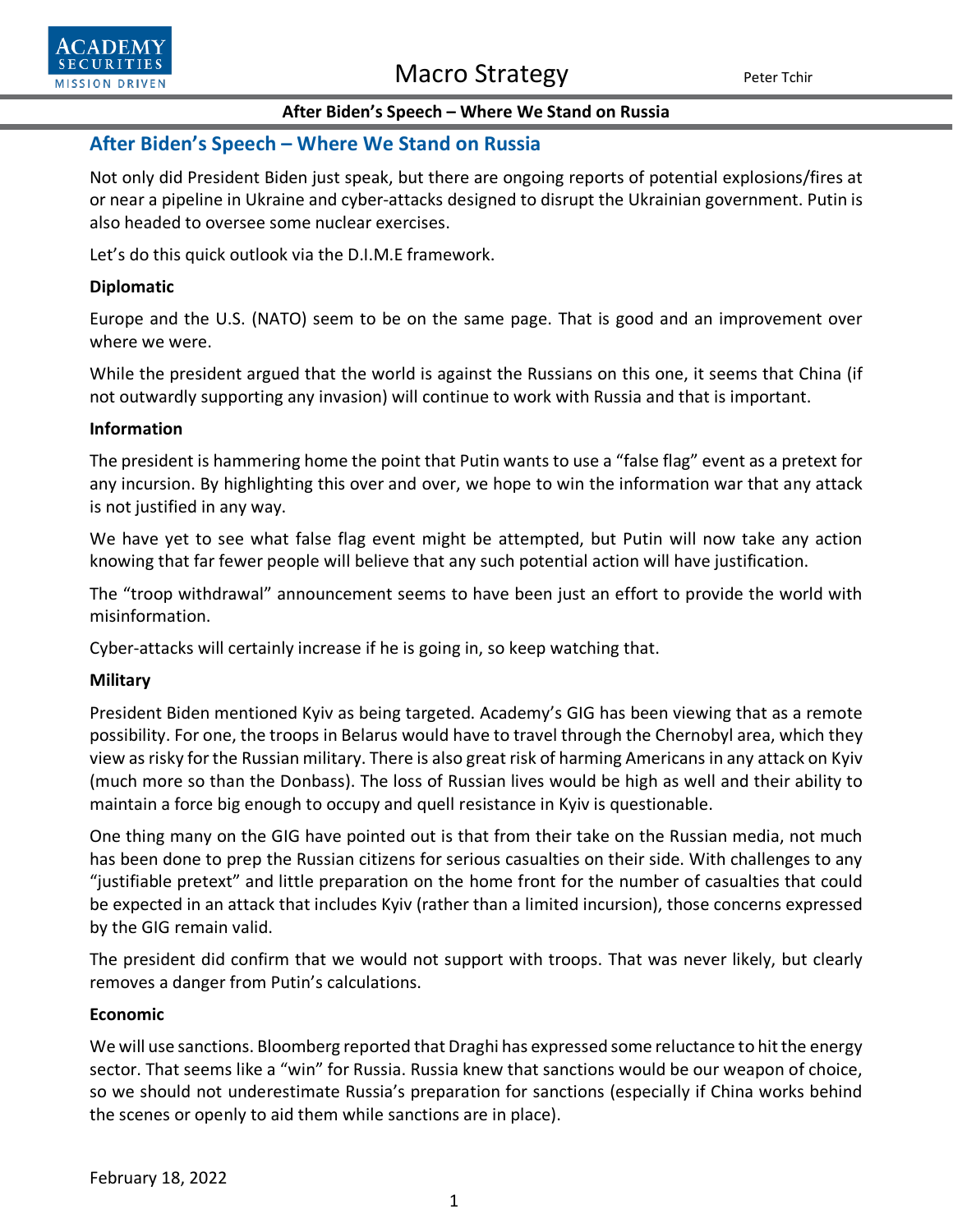## After Biden's Speech – Where We Stand on Russia

Not only did President Biden just speak, but there are ongoing reports of potential explosions/fires at or near a pipeline in Ukraine and cyber-attacks designed to disrupt the Ukrainian government. Putin is also headed to oversee some nuclear exercises.

Let's do this quick outlook via the D.I.M.E framework.

**Diplomatic**

Europe and the U.S. (NATO) seem to be on the same page. That is good and an improvement over where we were.

While the president argued that the world is against the Russians on this one, it seems that China (if not outwardly supporting any invasion) will continue to work with Russia and that is important.

**Information**

The president is hammering home the point that Putin wants to use a "false flag" event as a pretext for any incursion. By highlighting this over and over, we hope to win the information war that any attack is not justified in any way.

We have yet to see what false flag event might be attempted, but Putin will now take any action knowing that far fewer people will believe that any such potential action will have justification.

The "troop withdrawal" announcement seems to have been just an effort to provide the world with misinformation.

Cyber-attacks will certainly increase if he is going in, so keep watching that.

**Military**

President Biden mentioned Kyiv as being targeted. Academy's GIG has been viewing that as a remote possibility. For one, the troops in Belarus would have to travel through the Chernobyl area, which they view as risky for the Russian military. There is also great risk of harming Americans in any attack on Kyiv (much more so than the Donbass). The loss of Russian lives would be high as well and their ability to maintain a force big enough to occupy and quell resistance in Kyiv is questionable.

One thing many on the GIG have pointed out is that from their take on the Russian media, not much has been done to prep the Russian citizens for serious casualties on their side. With challenges to any "justifiable pretext" and little preparation on the home front for the number of casualties that could be expected in an attack that includes Kyiv (rather than a limited incursion), those concerns expressed by the GIG remain valid.

The president did confirm that we would not support with troops. That was never likely, but clearly removes a danger from Putin's calculations.

**Economic**

We will use sanctions. Bloomberg reported that Draghi has expressed some reluctance to hit the energy sector. That seems like a "win" for Russia. Russia knew that sanctions would be our weapon of choice, so we should not underestimate Russia's preparation for sanctions (especially if China works behind the scenes or openly to aid them while sanctions are in place).

February 18, 2022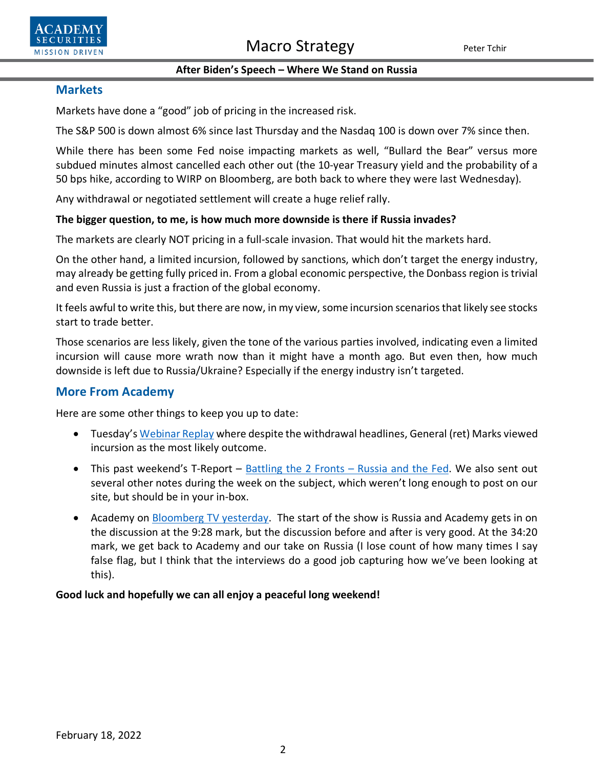## Markets

Markets have done a "good" job of pricing in the increased risk.

The S&P 500 is down almost 6% since last Thursday and the Nasdaq 100 is down over 7% since then.

While there has been some Fed noise impacting markets as well, "Bullard the Bear" versus more subdued minutes almost cancelled each other out (the 10-year Treasury yield and the probability of a 50 bps hike, according to WIRP on Bloomberg, are both back to where they were last Wednesday).

Any withdrawal or negotiated settlement will create a huge relief rally.

**The bigger question, to me, is how much more downside is there if Russia invades?**

The markets are clearly NOT pricing in a full-scale invasion. That would hit the markets hard.

On the other hand, a limited incursion, followed by sanctions, which don't target the energy industry, may already be getting fully priced in. From a global economic perspective, the Donbass region is trivial and even Russia is just a fraction of the global economy.

It feels awful to write this, but there are now, in my view, some incursion scenarios that likely see stocks start to trade better.

Those scenarios are less likely, given the tone of the various parties involved, indicating even a limited incursion will cause more wrath now than it might have a month ago. But even then, how much downside is left due to Russia/Ukraine? Especially if the energy industry isn't targeted.

## More From Academy

Here are some other things to keep you up to date:

- Tuesday's Webinar Replay where despite the withdrawal headlines, General (ret) Marks viewed incursion as the most likely outcome.
- This past weekend's T-Report – Battling the 2 Fronts – Russia and the Fed. We also sent out several other notes during the week on the subject, which weren't long enough to post on our site, but should be in your in-box.
- Academy on Bloomberg TV yesterday. The start of the show is Russia and Academy gets in on the discussion at the 9:28 mark, but the discussion before and after is very good. At the 34:20 mark, we get back to Academy and our take on Russia (I lose count of how many times I say false flag, but I think that the interviews do a good job capturing how we've been looking at this).

**Good luck and hopefully we can all enjoy a peaceful long weekend!**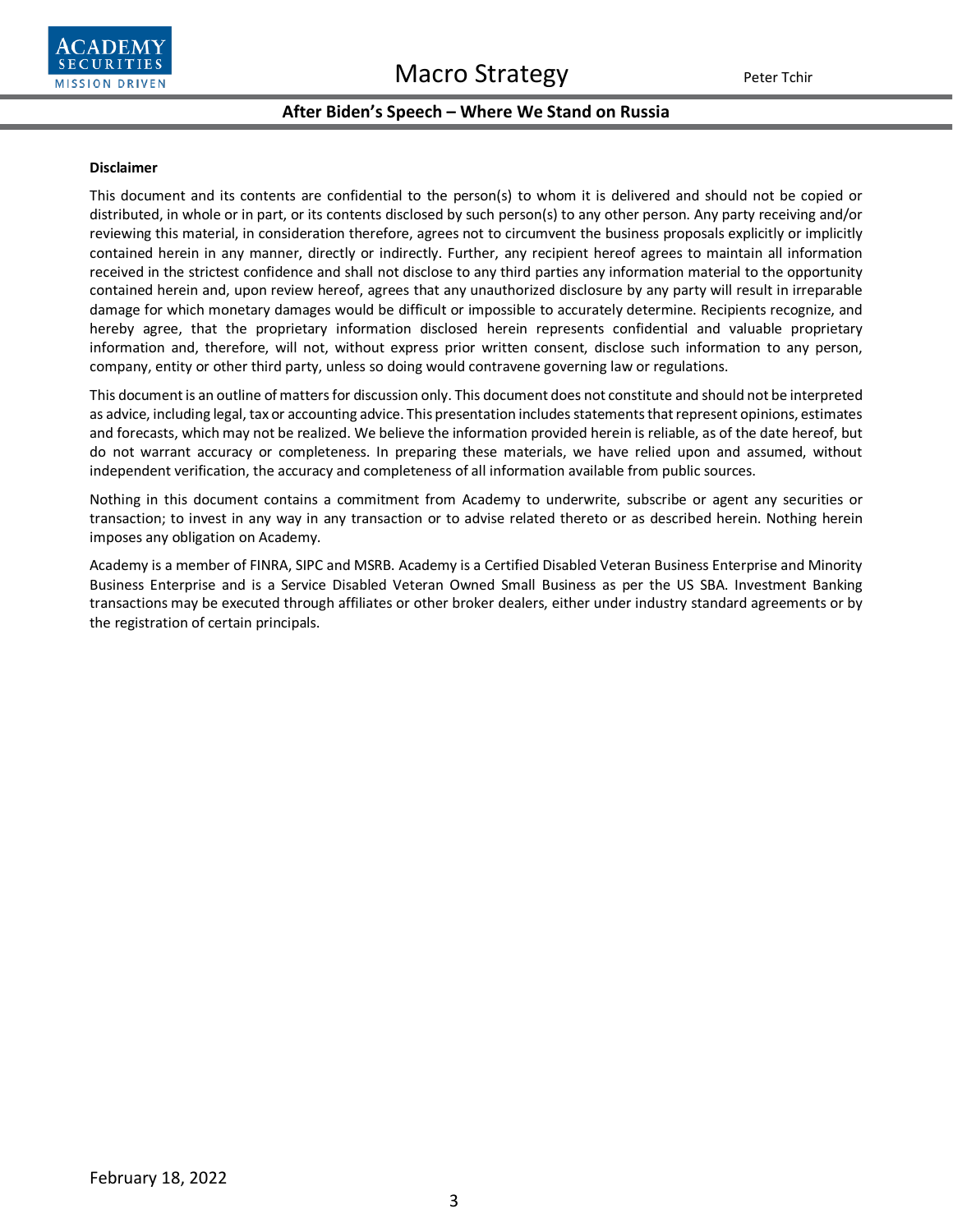**Disclaimer**

This document and its contents are confidential to the person(s) to whom it is delivered and should not be copied or distributed, in whole or in part, or its contents disclosed by such person(s) to any other person. Any party receiving and/or reviewing this material, in consideration therefore, agrees not to circumvent the business proposals explicitly or implicitly contained herein in any manner, directly or indirectly. Further, any recipient hereof agrees to maintain all information received in the strictest confidence and shall not disclose to any third parties any information material to the opportunity contained herein and, upon review hereof, agrees that any unauthorized disclosure by any party will result in irreparable damage for which monetary damages would be difficult or impossible to accurately determine. Recipients recognize, and hereby agree, that the proprietary information disclosed herein represents confidential and valuable proprietary information and, therefore, will not, without express prior written consent, disclose such information to any person, company, entity or other third party, unless so doing would contravene governing law or regulations.

This document is an outline of matters for discussion only. This document does not constitute and should not be interpreted as advice, including legal, tax or accounting advice. This presentation includes statements that represent opinions, estimates and forecasts, which may not be realized. We believe the information provided herein is reliable, as of the date hereof, but do not warrant accuracy or completeness. In preparing these materials, we have relied upon and assumed, without independent verification, the accuracy and completeness of all information available from public sources.

Nothing in this document contains a commitment from Academy to underwrite, subscribe or agent any securities or transaction; to invest in any way in any transaction or to advise related thereto or as described herein. Nothing herein imposes any obligation on Academy.

Academy is a member of FINRA, SIPC and MSRB. Academy is a Certified Disabled Veteran Business Enterprise and Minority Business Enterprise and is a Service Disabled Veteran Owned Small Business as per the US SBA. Investment Banking transactions may be executed through affiliates or other broker dealers, either under industry standard agreements or by the registration of certain principals.